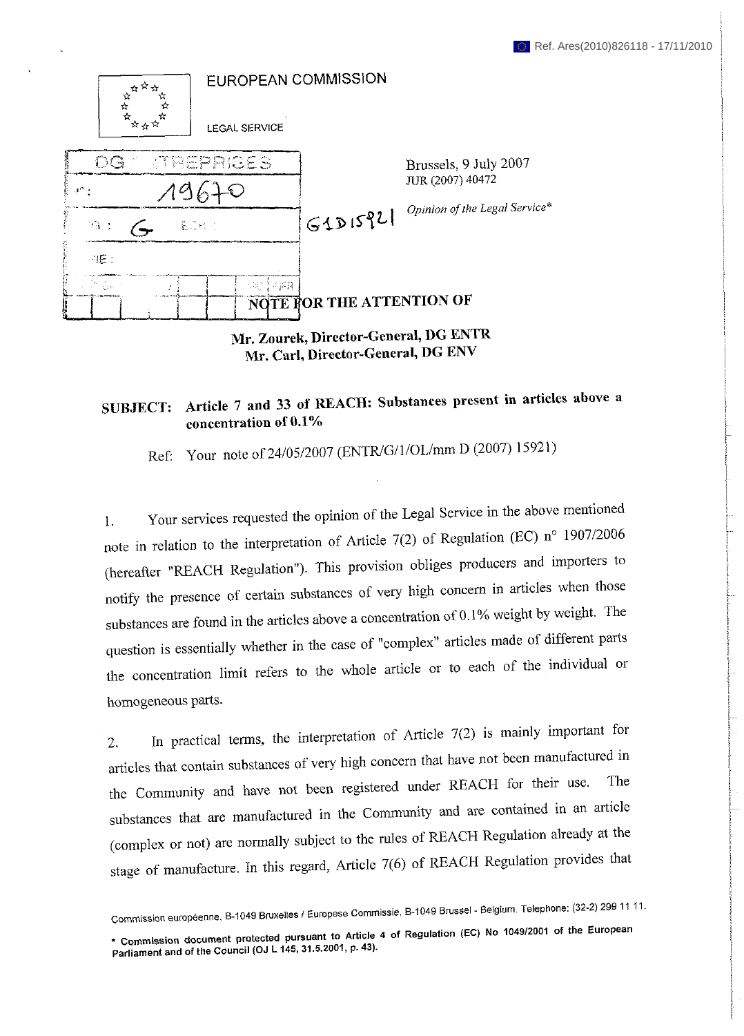Ref. Ares(2010)826118 - 17/11/2010

EUROPEAN COMMISSION

LEGAL SERVICE

Brussels, 9 July 2007
JUR (2007) 40472

*Opinion of the Legal Service**

**NOTE FOR THE ATTENTION OF**

**Mr. Zourek, Director-General, DG ENTR**
**Mr. Carl, Director-General, DG ENV**

**SUBJECT: Article 7 and 33 of REACH: Substances present in articles above a concentration of 0.1%**

Ref: Your note of 24/05/2007 (ENTR/G/1/OL/mm D (2007) 15921)

1. Your services requested the opinion of the Legal Service in the above mentioned note in relation to the interpretation of Article 7(2) of Regulation (EC) n° 1907/2006 (hereafter "REACH Regulation"). This provision obliges producers and importers to notify the presence of certain substances of very high concern in articles when those substances are found in the articles above a concentration of 0.1% weight by weight. The question is essentially whether in the case of "complex" articles made of different parts the concentration limit refers to the whole article or to each of the individual or homogeneous parts.

2. In practical terms, the interpretation of Article 7(2) is mainly important for articles that contain substances of very high concern that have not been manufactured in the Community and have not been registered under REACH for their use. The substances that are manufactured in the Community and are contained in an article (complex or not) are normally subject to the rules of REACH Regulation already at the stage of manufacture. In this regard, Article 7(6) of REACH Regulation provides that

Commission européenne, B-1049 Bruxelles / Europese Commissie, B-1049 Brussel - Belgium. Telephone: (32-2) 299 11 11.

\* Commission document protected pursuant to Article 4 of Regulation (EC) No 1049/2001 of the European Parliament and of the Council (OJ L 145, 31.5.2001, p. 43).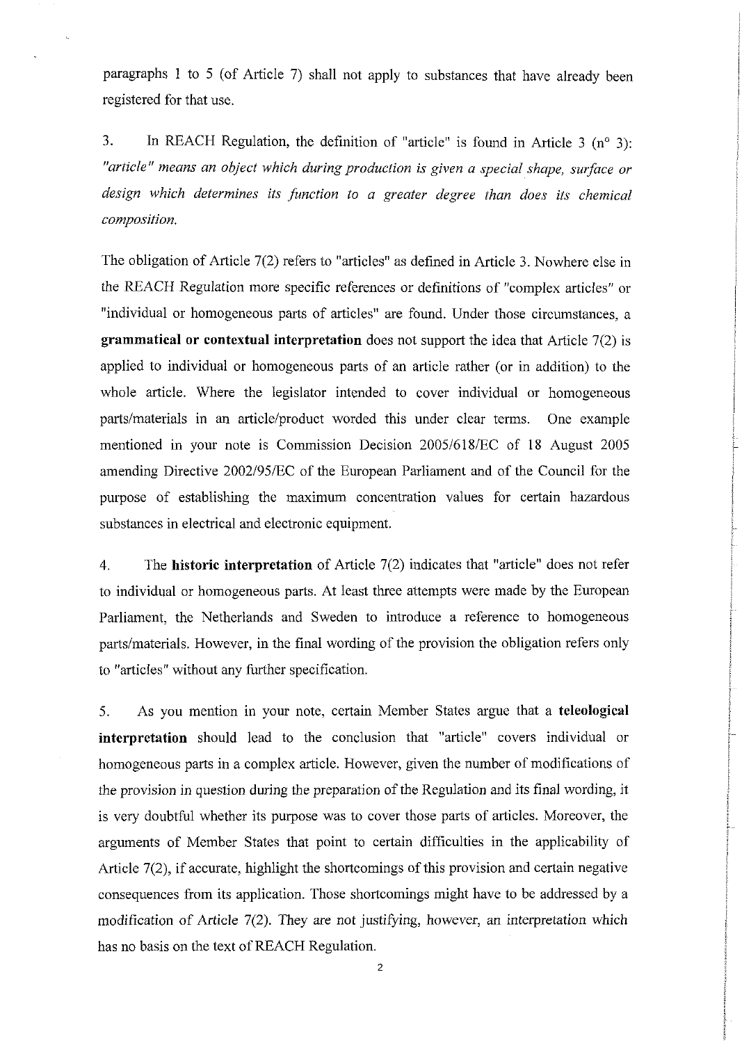paragraphs 1 to 5 (of Article 7) shall not apply to substances that have already been registered for that use.

3. In REACH Regulation, the definition of "article" is found in Article 3 (n° 3): *"article" means an object which during production is given a special shape, surface or design which determines its function to a greater degree than does its chemical composition.*

The obligation of Article 7(2) refers to "articles" as defined in Article 3. Nowhere else in the REACH Regulation more specific references or definitions of "complex articles" or "individual or homogeneous parts of articles" are found. Under those circumstances, a **grammatical or contextual interpretation** does not support the idea that Article 7(2) is applied to individual or homogeneous parts of an article rather (or in addition) to the whole article. Where the legislator intended to cover individual or homogeneous parts/materials in an article/product worded this under clear terms. One example mentioned in your note is Commission Decision 2005/618/EC of 18 August 2005 amending Directive 2002/95/EC of the European Parliament and of the Council for the purpose of establishing the maximum concentration values for certain hazardous substances in electrical and electronic equipment.

4. The **historic interpretation** of Article 7(2) indicates that "article" does not refer to individual or homogeneous parts. At least three attempts were made by the European Parliament, the Netherlands and Sweden to introduce a reference to homogeneous parts/materials. However, in the final wording of the provision the obligation refers only to "articles" without any further specification.

5. As you mention in your note, certain Member States argue that a **teleological interpretation** should lead to the conclusion that "article" covers individual or homogeneous parts in a complex article. However, given the number of modifications of the provision in question during the preparation of the Regulation and its final wording, it is very doubtful whether its purpose was to cover those parts of articles. Moreover, the arguments of Member States that point to certain difficulties in the applicability of Article 7(2), if accurate, highlight the shortcomings of this provision and certain negative consequences from its application. Those shortcomings might have to be addressed by a modification of Article 7(2). They are not justifying, however, an interpretation which has no basis on the text of REACH Regulation.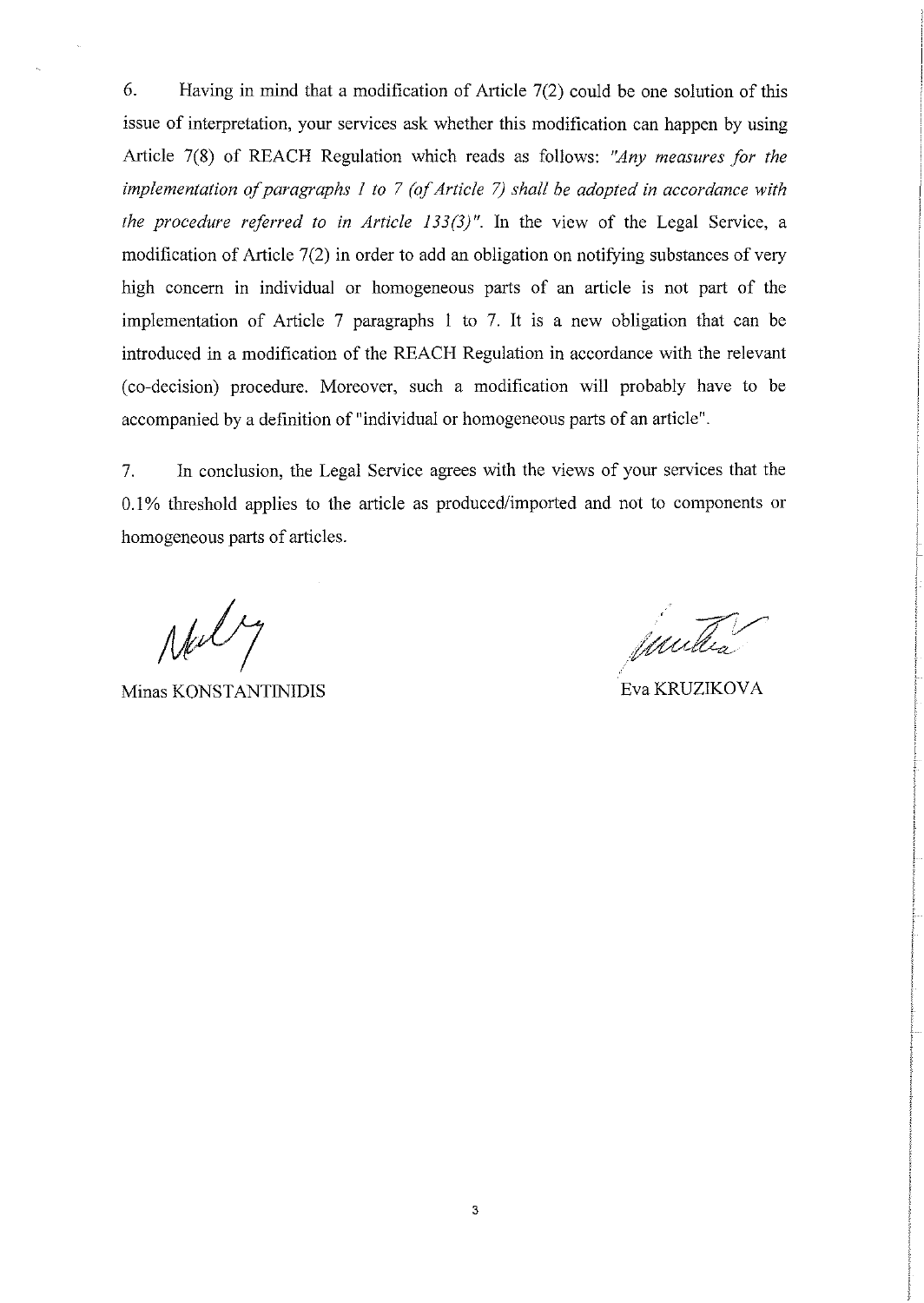6. Having in mind that a modification of Article 7(2) could be one solution of this issue of interpretation, your services ask whether this modification can happen by using Article 7(8) of REACH Regulation which reads as follows: *"Any measures for the implementation of paragraphs 1 to 7 (of Article 7) shall be adopted in accordance with the procedure referred to in Article 133(3)"*. In the view of the Legal Service, a modification of Article 7(2) in order to add an obligation on notifying substances of very high concern in individual or homogeneous parts of an article is not part of the implementation of Article 7 paragraphs 1 to 7. It is a new obligation that can be introduced in a modification of the REACH Regulation in accordance with the relevant (co-decision) procedure. Moreover, such a modification will probably have to be accompanied by a definition of "individual or homogeneous parts of an article".

7. In conclusion, the Legal Service agrees with the views of your services that the 0.1% threshold applies to the article as produced/imported and not to components or homogeneous parts of articles.

Minas KONSTANTINIDIS

Eva KRUZIKOVA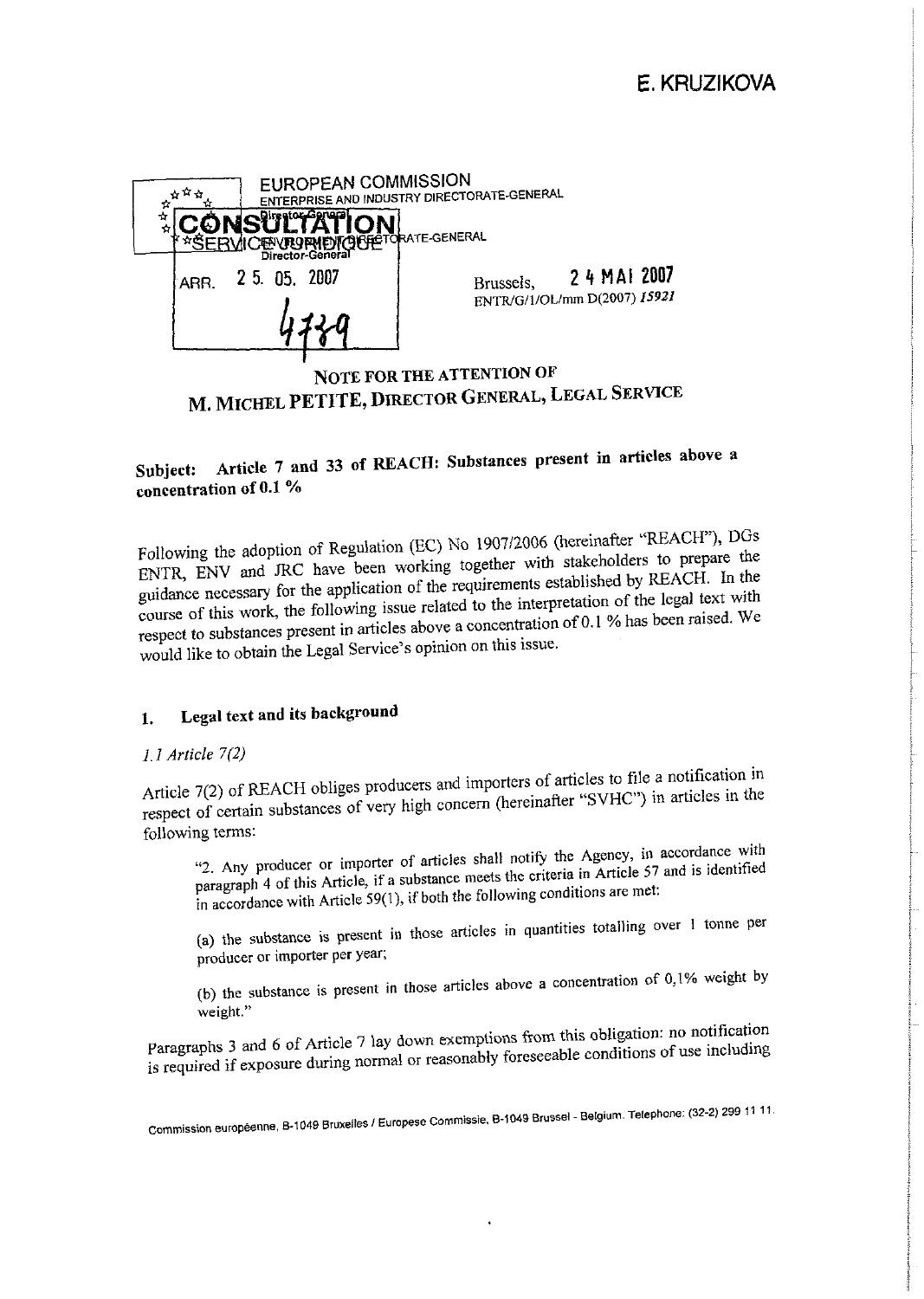E. KRUZIKOVA

EUROPEAN COMMISSION
ENTERPRISE AND INDUSTRY DIRECTORATE-GENERAL
Director-General

ENVIRONMENT DIRECTORATE-GENERAL
Director-General

CONSULTATION SERVICE JURIDIQUE
ARR. 25. 05. 2007
4779

Brussels, 24 MAI 2007
ENTR/G/1/OL/mm D(2007) *15921*

## NOTE FOR THE ATTENTION OF M. MICHEL PETITE, DIRECTOR GENERAL, LEGAL SERVICE

**Subject: Article 7 and 33 of REACH: Substances present in articles above a concentration of 0.1 %**

Following the adoption of Regulation (EC) No 1907/2006 (hereinafter "REACH"), DGs ENTR, ENV and JRC have been working together with stakeholders to prepare the guidance necessary for the application of the requirements established by REACH. In the course of this work, the following issue related to the interpretation of the legal text with respect to substances present in articles above a concentration of 0.1 % has been raised. We would like to obtain the Legal Service's opinion on this issue.

### 1. Legal text and its background

*1.1 Article 7(2)*

Article 7(2) of REACH obliges producers and importers of articles to file a notification in respect of certain substances of very high concern (hereinafter "SVHC") in articles in the following terms:

> "2. Any producer or importer of articles shall notify the Agency, in accordance with paragraph 4 of this Article, if a substance meets the criteria in Article 57 and is identified in accordance with Article 59(1), if both the following conditions are met:
>
> (a) the substance is present in those articles in quantities totalling over 1 tonne per producer or importer per year;
>
> (b) the substance is present in those articles above a concentration of 0,1% weight by weight."

Paragraphs 3 and 6 of Article 7 lay down exemptions from this obligation: no notification is required if exposure during normal or reasonably foreseeable conditions of use including